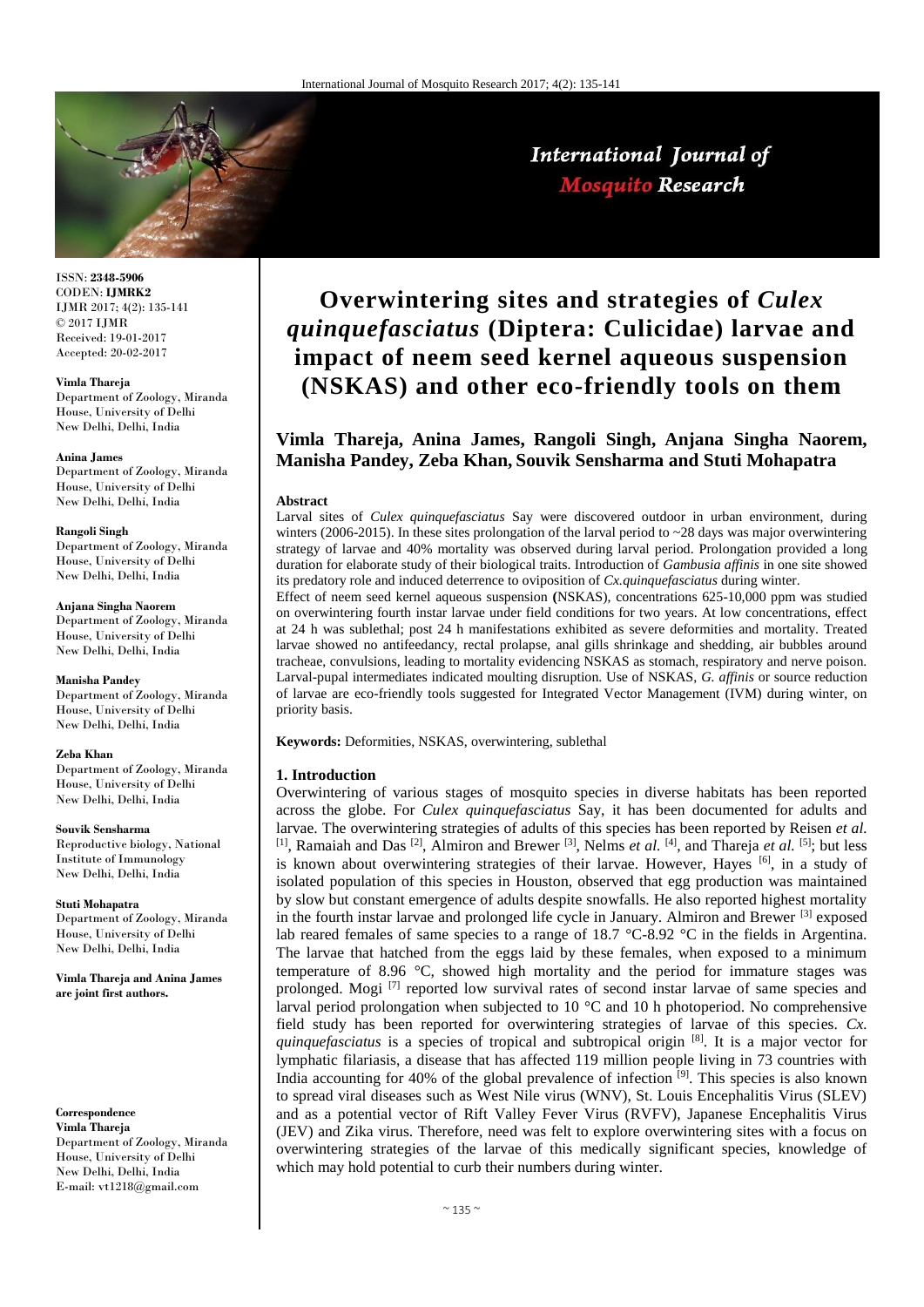ISSN: **2348-5906**
CODEN: **IJMRK2**
IJMR 2017; 4(2): 135-141
© 2017 IJMR
Received: 19-01-2017
Accepted: 20-02-2017

**Vimla Thareja**
Department of Zoology, Miranda House, University of Delhi New Delhi, Delhi, India

**Anina James**
Department of Zoology, Miranda House, University of Delhi New Delhi, Delhi, India

**Rangoli Singh**
Department of Zoology, Miranda House, University of Delhi New Delhi, Delhi, India

**Anjana Singha Naorem**
Department of Zoology, Miranda House, University of Delhi New Delhi, Delhi, India

**Manisha Pandey**
Department of Zoology, Miranda House, University of Delhi New Delhi, Delhi, India

**Zeba Khan**
Department of Zoology, Miranda House, University of Delhi New Delhi, Delhi, India

**Souvik Sensharma**
Reproductive biology, National Institute of Immunology New Delhi, Delhi, India

**Stuti Mohapatra**
Department of Zoology, Miranda House, University of Delhi New Delhi, Delhi, India

**Vimla Thareja and Anina James are joint first authors.**

**Correspondence**
**Vimla Thareja**
Department of Zoology, Miranda House, University of Delhi New Delhi, Delhi, India
E-mail: vt1218@gmail.com

# Overwintering sites and strategies of *Culex quinquefasciatus* (Diptera: Culicidae) larvae and impact of neem seed kernel aqueous suspension (NSKAS) and other eco-friendly tools on them

**Vimla Thareja, Anina James, Rangoli Singh, Anjana Singha Naorem, Manisha Pandey, Zeba Khan, Souvik Sensharma and Stuti Mohapatra**

**Abstract**

Larval sites of *Culex quinquefasciatus* Say were discovered outdoor in urban environment, during winters (2006-2015). In these sites prolongation of the larval period to ~28 days was major overwintering strategy of larvae and 40% mortality was observed during larval period. Prolongation provided a long duration for elaborate study of their biological traits. Introduction of *Gambusia affinis* in one site showed its predatory role and induced deterrence to oviposition of *Cx.quinquefasciatus* during winter.

Effect of neem seed kernel aqueous suspension **(**NSKAS), concentrations 625-10,000 ppm was studied on overwintering fourth instar larvae under field conditions for two years. At low concentrations, effect at 24 h was sublethal; post 24 h manifestations exhibited as severe deformities and mortality. Treated larvae showed no antifeedancy, rectal prolapse, anal gills shrinkage and shedding, air bubbles around tracheae, convulsions, leading to mortality evidencing NSKAS as stomach, respiratory and nerve poison. Larval-pupal intermediates indicated moulting disruption. Use of NSKAS, *G. affinis* or source reduction of larvae are eco-friendly tools suggested for Integrated Vector Management (IVM) during winter, on priority basis.

**Keywords:** Deformities, NSKAS, overwintering, sublethal

## 1. Introduction

Overwintering of various stages of mosquito species in diverse habitats has been reported across the globe. For *Culex quinquefasciatus* Say, it has been documented for adults and larvae. The overwintering strategies of adults of this species has been reported by Reisen *et al.* [1], Ramaiah and Das [2], Almiron and Brewer [3], Nelms *et al.* [4], and Thareja *et al.* [5]; but less is known about overwintering strategies of their larvae. However, Hayes [6], in a study of isolated population of this species in Houston, observed that egg production was maintained by slow but constant emergence of adults despite snowfalls. He also reported highest mortality in the fourth instar larvae and prolonged life cycle in January. Almiron and Brewer [3] exposed lab reared females of same species to a range of 18.7 °C-8.92 °C in the fields in Argentina. The larvae that hatched from the eggs laid by these females, when exposed to a minimum temperature of 8.96 °C, showed high mortality and the period for immature stages was prolonged. Mogi [7] reported low survival rates of second instar larvae of same species and larval period prolongation when subjected to 10 °C and 10 h photoperiod. No comprehensive field study has been reported for overwintering strategies of larvae of this species. *Cx. quinquefasciatus* is a species of tropical and subtropical origin [8]. It is a major vector for lymphatic filariasis, a disease that has affected 119 million people living in 73 countries with India accounting for 40% of the global prevalence of infection [9]. This species is also known to spread viral diseases such as West Nile virus (WNV), St. Louis Encephalitis Virus (SLEV) and as a potential vector of Rift Valley Fever Virus (RVFV), Japanese Encephalitis Virus (JEV) and Zika virus. Therefore, need was felt to explore overwintering sites with a focus on overwintering strategies of the larvae of this medically significant species, knowledge of which may hold potential to curb their numbers during winter.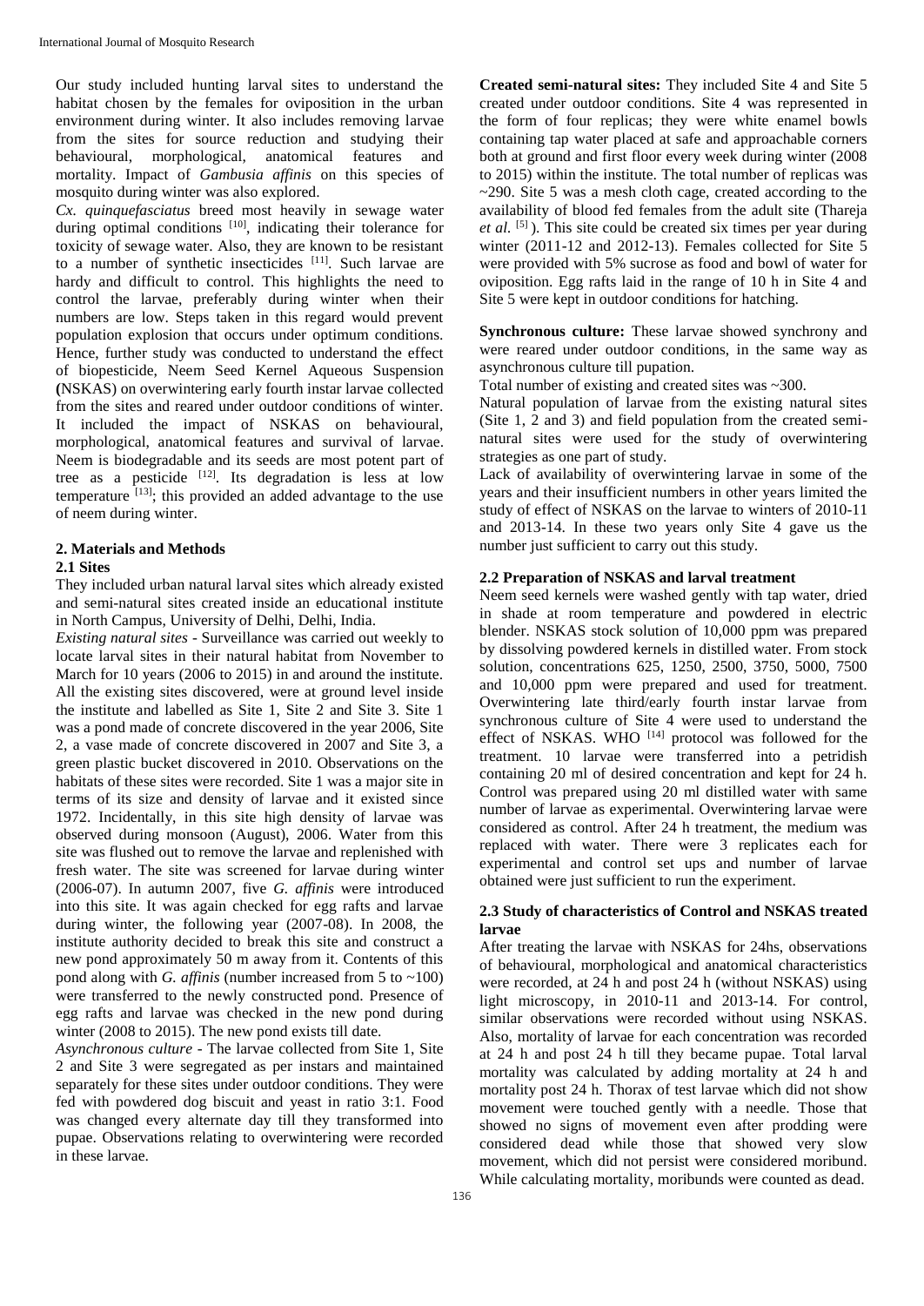Our study included hunting larval sites to understand the habitat chosen by the females for oviposition in the urban environment during winter. It also includes removing larvae from the sites for source reduction and studying their behavioural, morphological, anatomical features and mortality. Impact of *Gambusia affinis* on this species of mosquito during winter was also explored.

*Cx. quinquefasciatus* breed most heavily in sewage water during optimal conditions [10], indicating their tolerance for toxicity of sewage water. Also, they are known to be resistant to a number of synthetic insecticides [11]. Such larvae are hardy and difficult to control. This highlights the need to control the larvae, preferably during winter when their numbers are low. Steps taken in this regard would prevent population explosion that occurs under optimum conditions. Hence, further study was conducted to understand the effect of biopesticide, Neem Seed Kernel Aqueous Suspension **(**NSKAS) on overwintering early fourth instar larvae collected from the sites and reared under outdoor conditions of winter. It included the impact of NSKAS on behavioural, morphological, anatomical features and survival of larvae. Neem is biodegradable and its seeds are most potent part of tree as a pesticide [12]. Its degradation is less at low temperature [13]; this provided an added advantage to the use of neem during winter.

## 2. Materials and Methods

### 2.1 Sites

They included urban natural larval sites which already existed and semi-natural sites created inside an educational institute in North Campus, University of Delhi, Delhi, India.

*Existing natural sites* - Surveillance was carried out weekly to locate larval sites in their natural habitat from November to March for 10 years (2006 to 2015) in and around the institute. All the existing sites discovered, were at ground level inside the institute and labelled as Site 1, Site 2 and Site 3. Site 1 was a pond made of concrete discovered in the year 2006, Site 2, a vase made of concrete discovered in 2007 and Site 3, a green plastic bucket discovered in 2010. Observations on the habitats of these sites were recorded. Site 1 was a major site in terms of its size and density of larvae and it existed since 1972. Incidentally, in this site high density of larvae was observed during monsoon (August), 2006. Water from this site was flushed out to remove the larvae and replenished with fresh water. The site was screened for larvae during winter (2006-07). In autumn 2007, five *G. affinis* were introduced into this site. It was again checked for egg rafts and larvae during winter, the following year (2007-08). In 2008, the institute authority decided to break this site and construct a new pond approximately 50 m away from it. Contents of this pond along with *G. affinis* (number increased from 5 to ~100) were transferred to the newly constructed pond. Presence of egg rafts and larvae was checked in the new pond during winter (2008 to 2015). The new pond exists till date.

*Asynchronous culture* - The larvae collected from Site 1, Site 2 and Site 3 were segregated as per instars and maintained separately for these sites under outdoor conditions. They were fed with powdered dog biscuit and yeast in ratio 3:1. Food was changed every alternate day till they transformed into pupae. Observations relating to overwintering were recorded in these larvae.

**Created semi-natural sites:** They included Site 4 and Site 5 created under outdoor conditions. Site 4 was represented in the form of four replicas; they were white enamel bowls containing tap water placed at safe and approachable corners both at ground and first floor every week during winter (2008 to 2015) within the institute. The total number of replicas was ~290. Site 5 was a mesh cloth cage, created according to the availability of blood fed females from the adult site (Thareja *et al.* [5]). This site could be created six times per year during winter (2011-12 and 2012-13). Females collected for Site 5 were provided with 5% sucrose as food and bowl of water for oviposition. Egg rafts laid in the range of 10 h in Site 4 and Site 5 were kept in outdoor conditions for hatching.

**Synchronous culture:** These larvae showed synchrony and were reared under outdoor conditions, in the same way as asynchronous culture till pupation.

Total number of existing and created sites was ~300.

Natural population of larvae from the existing natural sites (Site 1, 2 and 3) and field population from the created semi-natural sites were used for the study of overwintering strategies as one part of study.

Lack of availability of overwintering larvae in some of the years and their insufficient numbers in other years limited the study of effect of NSKAS on the larvae to winters of 2010-11 and 2013-14. In these two years only Site 4 gave us the number just sufficient to carry out this study.

### 2.2 Preparation of NSKAS and larval treatment

Neem seed kernels were washed gently with tap water, dried in shade at room temperature and powdered in electric blender. NSKAS stock solution of 10,000 ppm was prepared by dissolving powdered kernels in distilled water. From stock solution, concentrations 625, 1250, 2500, 3750, 5000, 7500 and 10,000 ppm were prepared and used for treatment. Overwintering late third/early fourth instar larvae from synchronous culture of Site 4 were used to understand the effect of NSKAS. WHO [14] protocol was followed for the treatment. 10 larvae were transferred into a petridish containing 20 ml of desired concentration and kept for 24 h. Control was prepared using 20 ml distilled water with same number of larvae as experimental. Overwintering larvae were considered as control. After 24 h treatment, the medium was replaced with water. There were 3 replicates each for experimental and control set ups and number of larvae obtained were just sufficient to run the experiment.

### 2.3 Study of characteristics of Control and NSKAS treated larvae

After treating the larvae with NSKAS for 24hs, observations of behavioural, morphological and anatomical characteristics were recorded, at 24 h and post 24 h (without NSKAS) using light microscopy, in 2010-11 and 2013-14. For control, similar observations were recorded without using NSKAS. Also, mortality of larvae for each concentration was recorded at 24 h and post 24 h till they became pupae. Total larval mortality was calculated by adding mortality at 24 h and mortality post 24 h. Thorax of test larvae which did not show movement were touched gently with a needle. Those that showed no signs of movement even after prodding were considered dead while those that showed very slow movement, which did not persist were considered moribund. While calculating mortality, moribunds were counted as dead.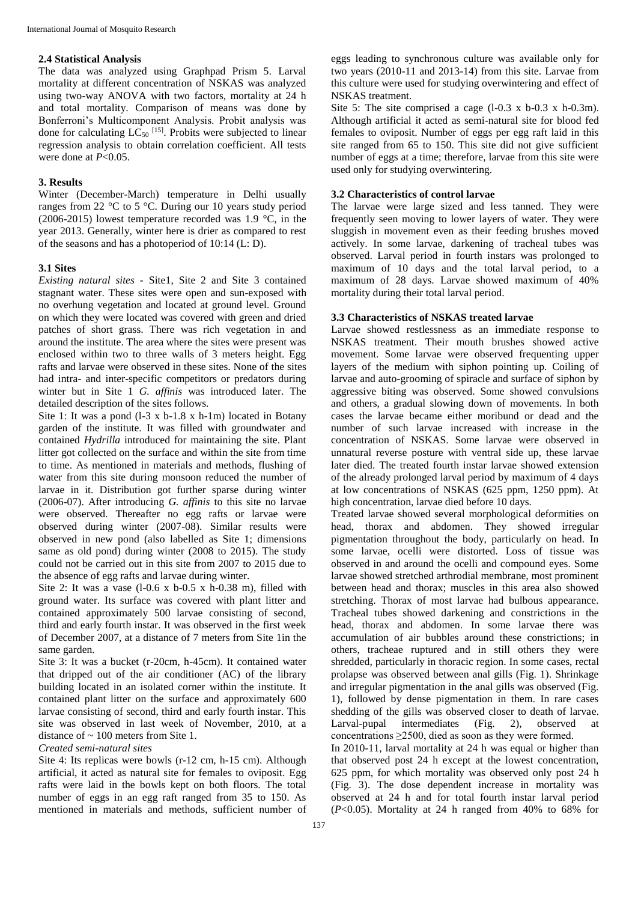### 2.4 Statistical Analysis

The data was analyzed using Graphpad Prism 5. Larval mortality at different concentration of NSKAS was analyzed using two-way ANOVA with two factors, mortality at 24 h and total mortality. Comparison of means was done by Bonferroni's Multicomponent Analysis. Probit analysis was done for calculating $LC_{50}$ [15]. Probits were subjected to linear regression analysis to obtain correlation coefficient. All tests were done at $P$<0.05.

## 3. Results

Winter (December-March) temperature in Delhi usually ranges from 22 °C to 5 °C. During our 10 years study period (2006-2015) lowest temperature recorded was 1.9 °C, in the year 2013. Generally, winter here is drier as compared to rest of the seasons and has a photoperiod of 10:14 (L: D).

### 3.1 Sites

*Existing natural sites* - Site1, Site 2 and Site 3 contained stagnant water. These sites were open and sun-exposed with no overhung vegetation and located at ground level. Ground on which they were located was covered with green and dried patches of short grass. There was rich vegetation in and around the institute. The area where the sites were present was enclosed within two to three walls of 3 meters height. Egg rafts and larvae were observed in these sites. None of the sites had intra- and inter-specific competitors or predators during winter but in Site 1 *G. affinis* was introduced later. The detailed description of the sites follows.

Site 1: It was a pond (l-3 x b-1.8 x h-1m) located in Botany garden of the institute. It was filled with groundwater and contained *Hydrilla* introduced for maintaining the site. Plant litter got collected on the surface and within the site from time to time. As mentioned in materials and methods, flushing of water from this site during monsoon reduced the number of larvae in it. Distribution got further sparse during winter (2006-07). After introducing *G. affinis* to this site no larvae were observed. Thereafter no egg rafts or larvae were observed during winter (2007-08). Similar results were observed in new pond (also labelled as Site 1; dimensions same as old pond) during winter (2008 to 2015). The study could not be carried out in this site from 2007 to 2015 due to the absence of egg rafts and larvae during winter.

Site 2: It was a vase (l-0.6 x b-0.5 x h-0.38 m), filled with ground water. Its surface was covered with plant litter and contained approximately 500 larvae consisting of second, third and early fourth instar. It was observed in the first week of December 2007, at a distance of 7 meters from Site 1in the same garden.

Site 3: It was a bucket (r-20cm, h-45cm). It contained water that dripped out of the air conditioner (AC) of the library building located in an isolated corner within the institute. It contained plant litter on the surface and approximately 600 larvae consisting of second, third and early fourth instar. This site was observed in last week of November, 2010, at a distance of ~ 100 meters from Site 1.

*Created semi-natural sites*

Site 4: Its replicas were bowls (r-12 cm, h-15 cm). Although artificial, it acted as natural site for females to oviposit. Egg rafts were laid in the bowls kept on both floors. The total number of eggs in an egg raft ranged from 35 to 150. As mentioned in materials and methods, sufficient number of eggs leading to synchronous culture was available only for two years (2010-11 and 2013-14) from this site. Larvae from this culture were used for studying overwintering and effect of NSKAS treatment.

Site 5: The site comprised a cage (l-0.3 x b-0.3 x h-0.3m). Although artificial it acted as semi-natural site for blood fed females to oviposit. Number of eggs per egg raft laid in this site ranged from 65 to 150. This site did not give sufficient number of eggs at a time; therefore, larvae from this site were used only for studying overwintering.

### 3.2 Characteristics of control larvae

The larvae were large sized and less tanned. They were frequently seen moving to lower layers of water. They were sluggish in movement even as their feeding brushes moved actively. In some larvae, darkening of tracheal tubes was observed. Larval period in fourth instars was prolonged to maximum of 10 days and the total larval period, to a maximum of 28 days. Larvae showed maximum of 40% mortality during their total larval period.

### 3.3 Characteristics of NSKAS treated larvae

Larvae showed restlessness as an immediate response to NSKAS treatment. Their mouth brushes showed active movement. Some larvae were observed frequenting upper layers of the medium with siphon pointing up. Coiling of larvae and auto-grooming of spiracle and surface of siphon by aggressive biting was observed. Some showed convulsions and others, a gradual slowing down of movements. In both cases the larvae became either moribund or dead and the number of such larvae increased with increase in the concentration of NSKAS. Some larvae were observed in unnatural reverse posture with ventral side up, these larvae later died. The treated fourth instar larvae showed extension of the already prolonged larval period by maximum of 4 days at low concentrations of NSKAS (625 ppm, 1250 ppm). At high concentration, larvae died before 10 days.

Treated larvae showed several morphological deformities on head, thorax and abdomen. They showed irregular pigmentation throughout the body, particularly on head. In some larvae, ocelli were distorted. Loss of tissue was observed in and around the ocelli and compound eyes. Some larvae showed stretched arthrodial membrane, most prominent between head and thorax; muscles in this area also showed stretching. Thorax of most larvae had bulbous appearance. Tracheal tubes showed darkening and constrictions in the head, thorax and abdomen. In some larvae there was accumulation of air bubbles around these constrictions; in others, tracheae ruptured and in still others they were shredded, particularly in thoracic region. In some cases, rectal prolapse was observed between anal gills (Fig. 1). Shrinkage and irregular pigmentation in the anal gills was observed (Fig. 1), followed by dense pigmentation in them. In rare cases shedding of the gills was observed closer to death of larvae. Larval-pupal intermediates (Fig. 2), observed at concentrations ≥2500, died as soon as they were formed.

In 2010-11, larval mortality at 24 h was equal or higher than that observed post 24 h except at the lowest concentration, 625 ppm, for which mortality was observed only post 24 h (Fig. 3). The dose dependent increase in mortality was observed at 24 h and for total fourth instar larval period ($P$<0.05). Mortality at 24 h ranged from 40% to 68% for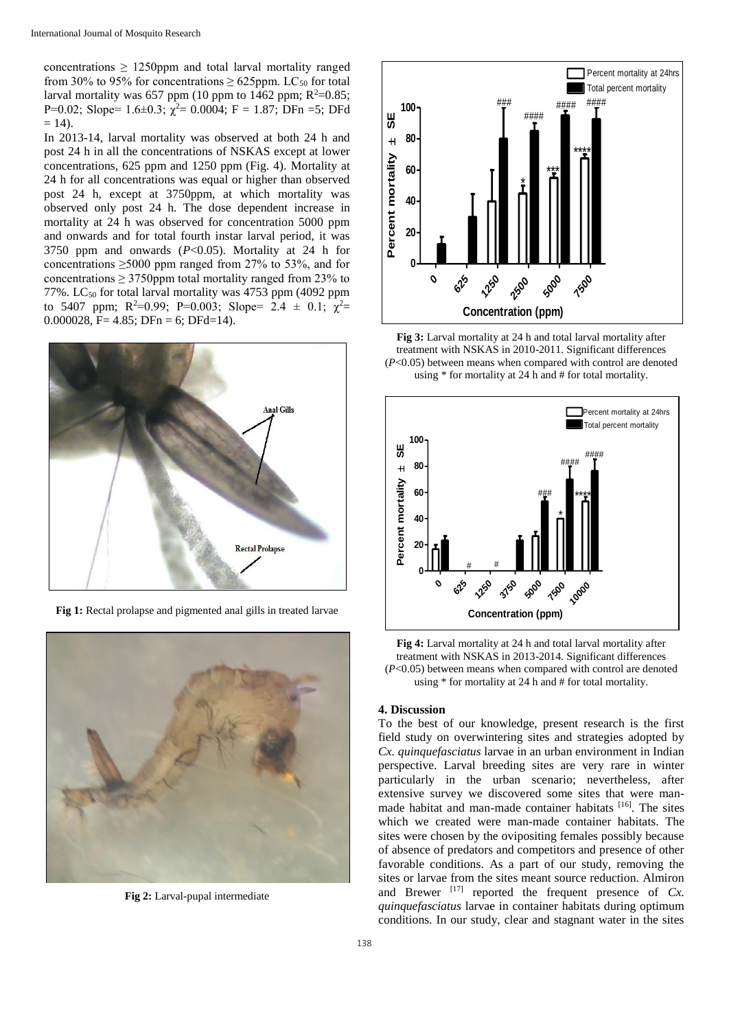concentrations ≥ 1250ppm and total larval mortality ranged from 30% to 95% for concentrations ≥ 625ppm. $LC_{50}$ for total larval mortality was 657 ppm (10 ppm to 1462 ppm; $R^2$=0.85; P=0.02; Slope= 1.6±0.3; $\chi^2$= 0.0004; F = 1.87; DFn =5; DFd = 14).

In 2013-14, larval mortality was observed at both 24 h and post 24 h in all the concentrations of NSKAS except at lower concentrations, 625 ppm and 1250 ppm (Fig. 4). Mortality at 24 h for all concentrations was equal or higher than observed post 24 h, except at 3750ppm, at which mortality was observed only post 24 h. The dose dependent increase in mortality at 24 h was observed for concentration 5000 ppm and onwards and for total fourth instar larval period, it was 3750 ppm and onwards (*P*<0.05). Mortality at 24 h for concentrations ≥5000 ppm ranged from 27% to 53%, and for concentrations ≥ 3750ppm total mortality ranged from 23% to 77%. $LC_{50}$ for total larval mortality was 4753 ppm (4092 ppm to 5407 ppm; $R^2$=0.99; P=0.003; Slope= 2.4 ± 0.1; $\chi^2$= 0.000028, F= 4.85; DFn = 6; DFd=14).

**Fig 1:** Rectal prolapse and pigmented anal gills in treated larvae

**Fig 2:** Larval-pupal intermediate

**Fig 3:** Larval mortality at 24 h and total larval mortality after treatment with NSKAS in 2010-2011. Significant differences (*P*<0.05) between means when compared with control are denoted using * for mortality at 24 h and # for total mortality.

**Fig 4:** Larval mortality at 24 h and total larval mortality after treatment with NSKAS in 2013-2014. Significant differences (*P*<0.05) between means when compared with control are denoted using * for mortality at 24 h and # for total mortality.

## 4. Discussion

To the best of our knowledge, present research is the first field study on overwintering sites and strategies adopted by *Cx. quinquefasciatus* larvae in an urban environment in Indian perspective. Larval breeding sites are very rare in winter particularly in the urban scenario; nevertheless, after extensive survey we discovered some sites that were man-made habitat and man-made container habitats [16]. The sites which we created were man-made container habitats. The sites were chosen by the ovipositing females possibly because of absence of predators and competitors and presence of other favorable conditions. As a part of our study, removing the sites or larvae from the sites meant source reduction. Almiron and Brewer [17] reported the frequent presence of *Cx. quinquefasciatus* larvae in container habitats during optimum conditions. In our study, clear and stagnant water in the sites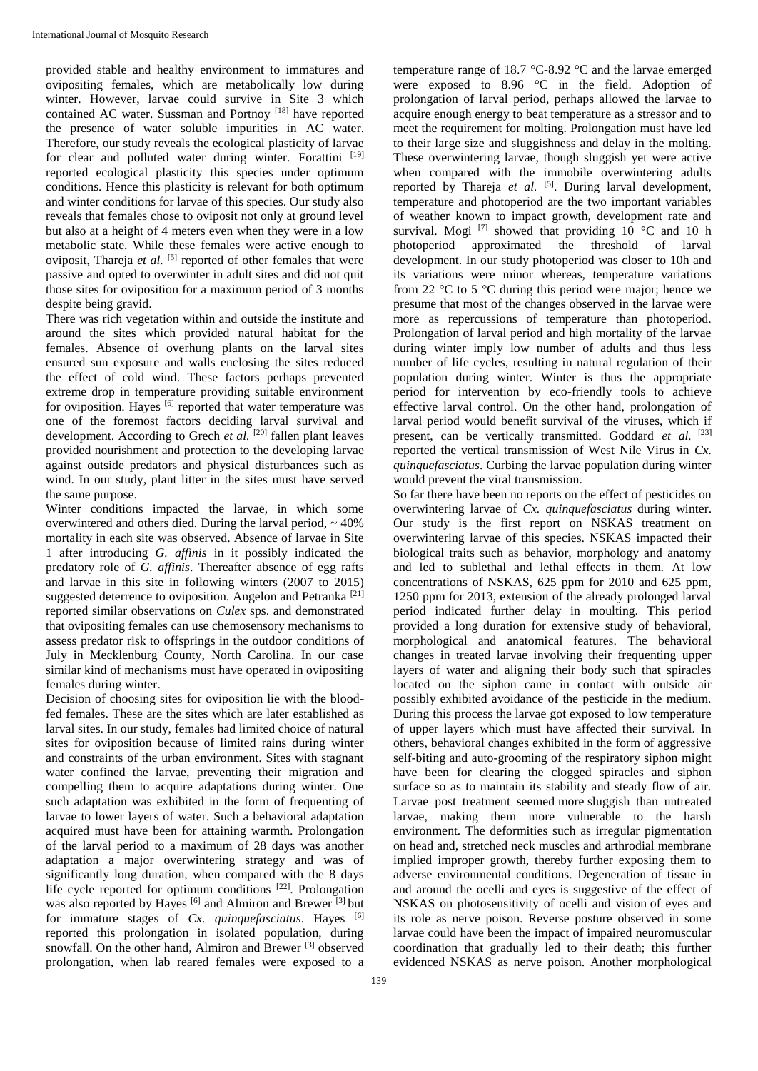provided stable and healthy environment to immatures and ovipositing females, which are metabolically low during winter. However, larvae could survive in Site 3 which contained AC water. Sussman and Portnoy [18] have reported the presence of water soluble impurities in AC water. Therefore, our study reveals the ecological plasticity of larvae for clear and polluted water during winter. Forattini [19] reported ecological plasticity this species under optimum conditions. Hence this plasticity is relevant for both optimum and winter conditions for larvae of this species. Our study also reveals that females chose to oviposit not only at ground level but also at a height of 4 meters even when they were in a low metabolic state. While these females were active enough to oviposit, Thareja *et al.* [5] reported of other females that were passive and opted to overwinter in adult sites and did not quit those sites for oviposition for a maximum period of 3 months despite being gravid.

There was rich vegetation within and outside the institute and around the sites which provided natural habitat for the females. Absence of overhung plants on the larval sites ensured sun exposure and walls enclosing the sites reduced the effect of cold wind. These factors perhaps prevented extreme drop in temperature providing suitable environment for oviposition. Hayes [6] reported that water temperature was one of the foremost factors deciding larval survival and development. According to Grech *et al.* [20] fallen plant leaves provided nourishment and protection to the developing larvae against outside predators and physical disturbances such as wind. In our study, plant litter in the sites must have served the same purpose.

Winter conditions impacted the larvae, in which some overwintered and others died. During the larval period, ~ 40% mortality in each site was observed. Absence of larvae in Site 1 after introducing *G. affinis* in it possibly indicated the predatory role of *G. affinis*. Thereafter absence of egg rafts and larvae in this site in following winters (2007 to 2015) suggested deterrence to oviposition. Angelon and Petranka [21] reported similar observations on *Culex* sps. and demonstrated that ovipositing females can use chemosensory mechanisms to assess predator risk to offsprings in the outdoor conditions of July in Mecklenburg County, North Carolina. In our case similar kind of mechanisms must have operated in ovipositing females during winter.

Decision of choosing sites for oviposition lie with the blood-fed females. These are the sites which are later established as larval sites. In our study, females had limited choice of natural sites for oviposition because of limited rains during winter and constraints of the urban environment. Sites with stagnant water confined the larvae, preventing their migration and compelling them to acquire adaptations during winter. One such adaptation was exhibited in the form of frequenting of larvae to lower layers of water. Such a behavioral adaptation acquired must have been for attaining warmth. Prolongation of the larval period to a maximum of 28 days was another adaptation a major overwintering strategy and was of significantly long duration, when compared with the 8 days life cycle reported for optimum conditions [22]. Prolongation was also reported by Hayes [6] and Almiron and Brewer [3] but for immature stages of *Cx. quinquefasciatus*. Hayes [6] reported this prolongation in isolated population, during snowfall. On the other hand, Almiron and Brewer [3] observed prolongation, when lab reared females were exposed to a temperature range of 18.7 °C-8.92 °C and the larvae emerged were exposed to 8.96 °C in the field. Adoption of prolongation of larval period, perhaps allowed the larvae to acquire enough energy to beat temperature as a stressor and to meet the requirement for molting. Prolongation must have led to their large size and sluggishness and delay in the molting. These overwintering larvae, though sluggish yet were active when compared with the immobile overwintering adults reported by Thareja *et al.* [5]. During larval development, temperature and photoperiod are the two important variables of weather known to impact growth, development rate and survival. Mogi [7] showed that providing 10 °C and 10 h photoperiod approximated the threshold of larval development. In our study photoperiod was closer to 10h and its variations were minor whereas, temperature variations from 22 °C to 5 °C during this period were major; hence we presume that most of the changes observed in the larvae were more as repercussions of temperature than photoperiod. Prolongation of larval period and high mortality of the larvae during winter imply low number of adults and thus less number of life cycles, resulting in natural regulation of their population during winter. Winter is thus the appropriate period for intervention by eco-friendly tools to achieve effective larval control. On the other hand, prolongation of larval period would benefit survival of the viruses, which if present, can be vertically transmitted. Goddard *et al.* [23] reported the vertical transmission of West Nile Virus in *Cx. quinquefasciatus*. Curbing the larvae population during winter would prevent the viral transmission.

So far there have been no reports on the effect of pesticides on overwintering larvae of *Cx. quinquefasciatus* during winter. Our study is the first report on NSKAS treatment on overwintering larvae of this species. NSKAS impacted their biological traits such as behavior, morphology and anatomy and led to sublethal and lethal effects in them. At low concentrations of NSKAS, 625 ppm for 2010 and 625 ppm, 1250 ppm for 2013, extension of the already prolonged larval period indicated further delay in moulting. This period provided a long duration for extensive study of behavioral, morphological and anatomical features. The behavioral changes in treated larvae involving their frequenting upper layers of water and aligning their body such that spiracles located on the siphon came in contact with outside air possibly exhibited avoidance of the pesticide in the medium. During this process the larvae got exposed to low temperature of upper layers which must have affected their survival. In others, behavioral changes exhibited in the form of aggressive self-biting and auto-grooming of the respiratory siphon might have been for clearing the clogged spiracles and siphon surface so as to maintain its stability and steady flow of air. Larvae post treatment seemed more sluggish than untreated larvae, making them more vulnerable to the harsh environment. The deformities such as irregular pigmentation on head and, stretched neck muscles and arthrodial membrane implied improper growth, thereby further exposing them to adverse environmental conditions. Degeneration of tissue in and around the ocelli and eyes is suggestive of the effect of NSKAS on photosensitivity of ocelli and vision of eyes and its role as nerve poison. Reverse posture observed in some larvae could have been the impact of impaired neuromuscular coordination that gradually led to their death; this further evidenced NSKAS as nerve poison. Another morphological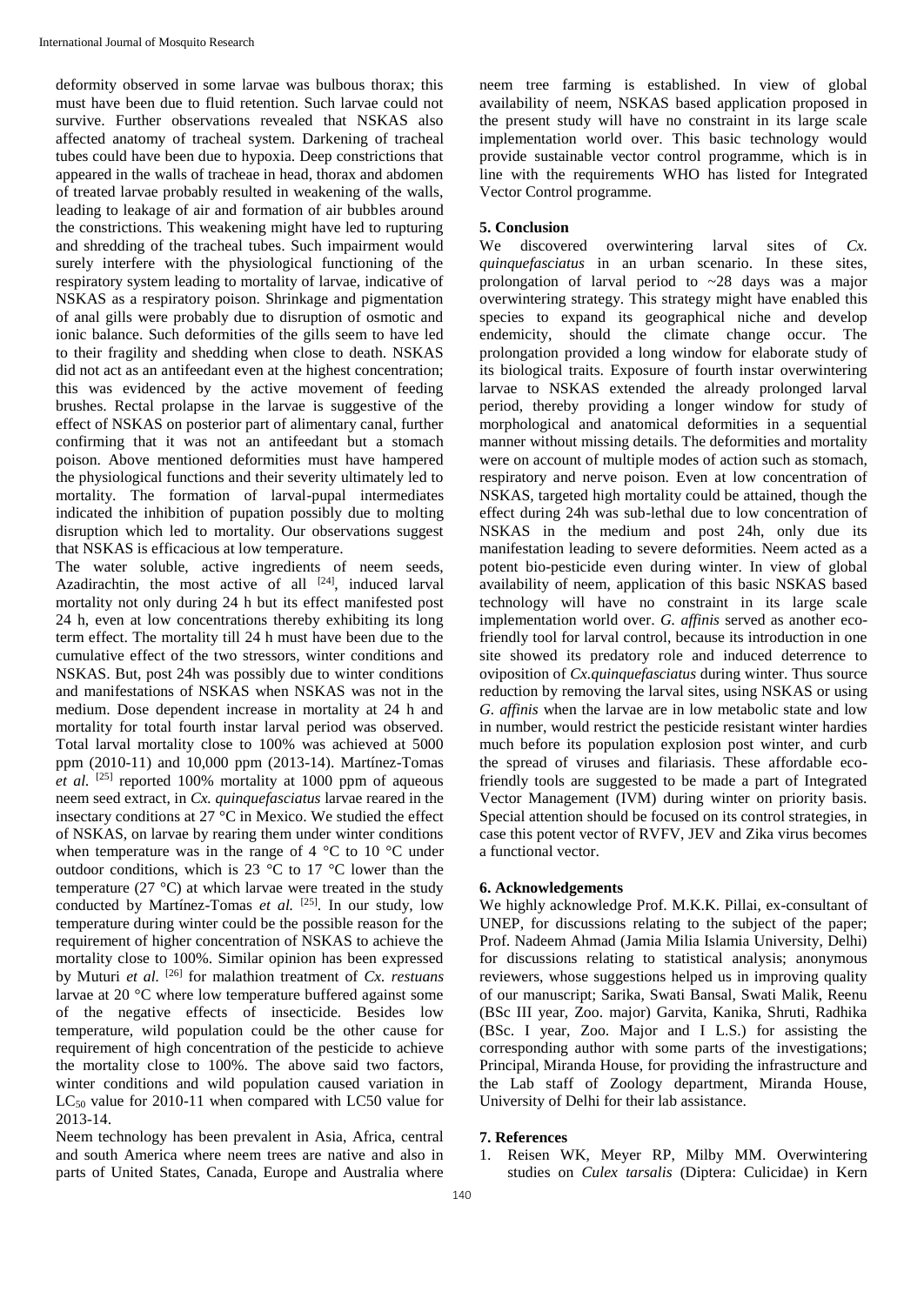deformity observed in some larvae was bulbous thorax; this must have been due to fluid retention. Such larvae could not survive. Further observations revealed that NSKAS also affected anatomy of tracheal system. Darkening of tracheal tubes could have been due to hypoxia. Deep constrictions that appeared in the walls of tracheae in head, thorax and abdomen of treated larvae probably resulted in weakening of the walls, leading to leakage of air and formation of air bubbles around the constrictions. This weakening might have led to rupturing and shredding of the tracheal tubes. Such impairment would surely interfere with the physiological functioning of the respiratory system leading to mortality of larvae, indicative of NSKAS as a respiratory poison. Shrinkage and pigmentation of anal gills were probably due to disruption of osmotic and ionic balance. Such deformities of the gills seem to have led to their fragility and shedding when close to death. NSKAS did not act as an antifeedant even at the highest concentration; this was evidenced by the active movement of feeding brushes. Rectal prolapse in the larvae is suggestive of the effect of NSKAS on posterior part of alimentary canal, further confirming that it was not an antifeedant but a stomach poison. Above mentioned deformities must have hampered the physiological functions and their severity ultimately led to mortality. The formation of larval-pupal intermediates indicated the inhibition of pupation possibly due to molting disruption which led to mortality. Our observations suggest that NSKAS is efficacious at low temperature.

The water soluble, active ingredients of neem seeds, Azadirachtin, the most active of all [24], induced larval mortality not only during 24 h but its effect manifested post 24 h, even at low concentrations thereby exhibiting its long term effect. The mortality till 24 h must have been due to the cumulative effect of the two stressors, winter conditions and NSKAS. But, post 24h was possibly due to winter conditions and manifestations of NSKAS when NSKAS was not in the medium. Dose dependent increase in mortality at 24 h and mortality for total fourth instar larval period was observed. Total larval mortality close to 100% was achieved at 5000 ppm (2010-11) and 10,000 ppm (2013-14). Martínez-Tomas *et al.* [25] reported 100% mortality at 1000 ppm of aqueous neem seed extract, in *Cx. quinquefasciatus* larvae reared in the insectary conditions at 27 °C in Mexico. We studied the effect of NSKAS, on larvae by rearing them under winter conditions when temperature was in the range of 4 °C to 10 °C under outdoor conditions, which is 23 °C to 17 °C lower than the temperature (27 °C) at which larvae were treated in the study conducted by Martínez-Tomas *et al.* [25]. In our study, low temperature during winter could be the possible reason for the requirement of higher concentration of NSKAS to achieve the mortality close to 100%. Similar opinion has been expressed by Muturi *et al.* [26] for malathion treatment of *Cx. restuans* larvae at 20 °C where low temperature buffered against some of the negative effects of insecticide. Besides low temperature, wild population could be the other cause for requirement of high concentration of the pesticide to achieve the mortality close to 100%. The above said two factors, winter conditions and wild population caused variation in $LC_{50}$ value for 2010-11 when compared with LC50 value for 2013-14.

Neem technology has been prevalent in Asia, Africa, central and south America where neem trees are native and also in parts of United States, Canada, Europe and Australia where neem tree farming is established. In view of global availability of neem, NSKAS based application proposed in the present study will have no constraint in its large scale implementation world over. This basic technology would provide sustainable vector control programme, which is in line with the requirements WHO has listed for Integrated Vector Control programme.

## 5. Conclusion

We discovered overwintering larval sites of *Cx. quinquefasciatus* in an urban scenario. In these sites, prolongation of larval period to ~28 days was a major overwintering strategy. This strategy might have enabled this species to expand its geographical niche and develop endemicity, should the climate change occur. The prolongation provided a long window for elaborate study of its biological traits. Exposure of fourth instar overwintering larvae to NSKAS extended the already prolonged larval period, thereby providing a longer window for study of morphological and anatomical deformities in a sequential manner without missing details. The deformities and mortality were on account of multiple modes of action such as stomach, respiratory and nerve poison. Even at low concentration of NSKAS, targeted high mortality could be attained, though the effect during 24h was sub-lethal due to low concentration of NSKAS in the medium and post 24h, only due its manifestation leading to severe deformities. Neem acted as a potent bio-pesticide even during winter. In view of global availability of neem, application of this basic NSKAS based technology will have no constraint in its large scale implementation world over. *G. affinis* served as another eco-friendly tool for larval control, because its introduction in one site showed its predatory role and induced deterrence to oviposition of *Cx.quinquefasciatus* during winter. Thus source reduction by removing the larval sites, using NSKAS or using *G. affinis* when the larvae are in low metabolic state and low in number, would restrict the pesticide resistant winter hardies much before its population explosion post winter, and curb the spread of viruses and filariasis. These affordable eco-friendly tools are suggested to be made a part of Integrated Vector Management (IVM) during winter on priority basis. Special attention should be focused on its control strategies, in case this potent vector of RVFV, JEV and Zika virus becomes a functional vector.

## 6. Acknowledgements

We highly acknowledge Prof. M.K.K. Pillai, ex-consultant of UNEP, for discussions relating to the subject of the paper; Prof. Nadeem Ahmad (Jamia Milia Islamia University, Delhi) for discussions relating to statistical analysis; anonymous reviewers, whose suggestions helped us in improving quality of our manuscript; Sarika, Swati Bansal, Swati Malik, Reenu (BSc III year, Zoo. major) Garvita, Kanika, Shruti, Radhika (BSc. I year, Zoo. Major and I L.S.) for assisting the corresponding author with some parts of the investigations; Principal, Miranda House, for providing the infrastructure and the Lab staff of Zoology department, Miranda House, University of Delhi for their lab assistance.

## 7. References

1. Reisen WK, Meyer RP, Milby MM. Overwintering studies on *Culex tarsalis* (Diptera: Culicidae) in Kern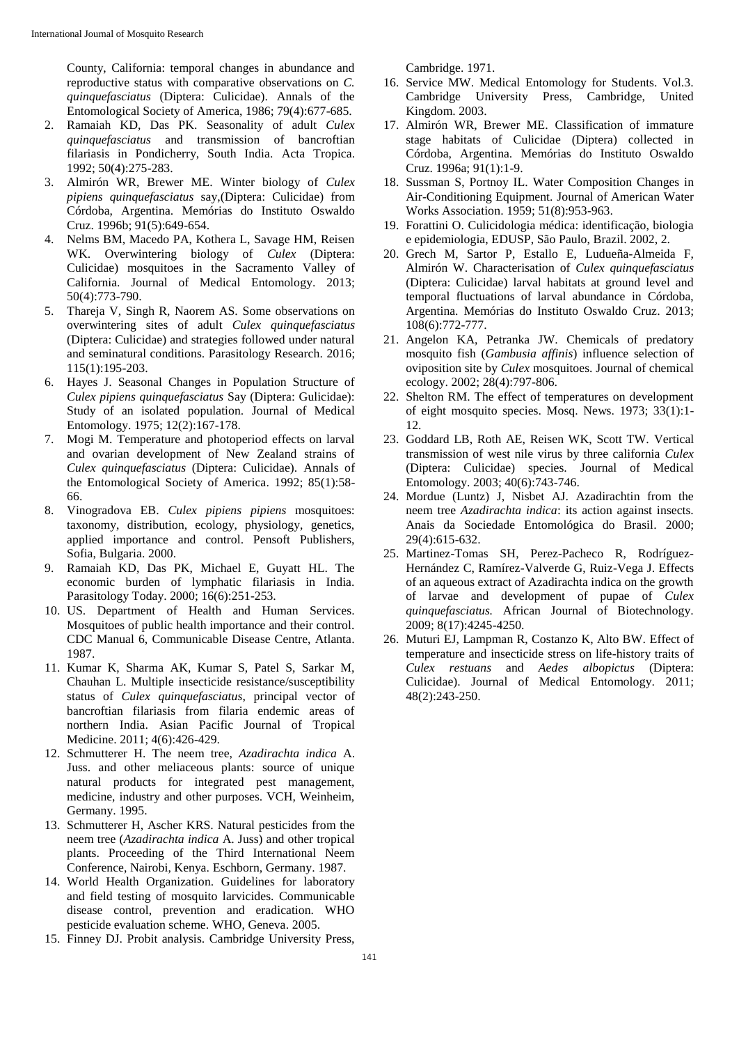County, California: temporal changes in abundance and reproductive status with comparative observations on *C. quinquefasciatus* (Diptera: Culicidae). Annals of the Entomological Society of America, 1986; 79(4):677-685.

2. Ramaiah KD, Das PK. Seasonality of adult *Culex quinquefasciatus* and transmission of bancroftian filariasis in Pondicherry, South India. Acta Tropica. 1992; 50(4):275-283.
3. Almirón WR, Brewer ME. Winter biology of *Culex pipiens quinquefasciatus* say,(Diptera: Culicidae) from Córdoba, Argentina. Memórias do Instituto Oswaldo Cruz. 1996b; 91(5):649-654.
4. Nelms BM, Macedo PA, Kothera L, Savage HM, Reisen WK. Overwintering biology of *Culex* (Diptera: Culicidae) mosquitoes in the Sacramento Valley of California. Journal of Medical Entomology. 2013; 50(4):773-790.
5. Thareja V, Singh R, Naorem AS. Some observations on overwintering sites of adult *Culex quinquefasciatus* (Diptera: Culicidae) and strategies followed under natural and seminatural conditions. Parasitology Research. 2016; 115(1):195-203.
6. Hayes J. Seasonal Changes in Population Structure of *Culex pipiens quinquefasciatus* Say (Diptera: Gulicidae): Study of an isolated population. Journal of Medical Entomology. 1975; 12(2):167-178.
7. Mogi M. Temperature and photoperiod effects on larval and ovarian development of New Zealand strains of *Culex quinquefasciatus* (Diptera: Culicidae). Annals of the Entomological Society of America. 1992; 85(1):58-66.
8. Vinogradova EB. *Culex pipiens pipiens* mosquitoes: taxonomy, distribution, ecology, physiology, genetics, applied importance and control. Pensoft Publishers, Sofia, Bulgaria. 2000.
9. Ramaiah KD, Das PK, Michael E, Guyatt HL. The economic burden of lymphatic filariasis in India. Parasitology Today. 2000; 16(6):251-253.
10. US. Department of Health and Human Services. Mosquitoes of public health importance and their control. CDC Manual 6, Communicable Disease Centre, Atlanta. 1987.
11. Kumar K, Sharma AK, Kumar S, Patel S, Sarkar M, Chauhan L. Multiple insecticide resistance/susceptibility status of *Culex quinquefasciatus*, principal vector of bancroftian filariasis from filaria endemic areas of northern India. Asian Pacific Journal of Tropical Medicine. 2011; 4(6):426-429.
12. Schmutterer H. The neem tree, *Azadirachta indica* A. Juss. and other meliaceous plants: source of unique natural products for integrated pest management, medicine, industry and other purposes. VCH, Weinheim, Germany. 1995.
13. Schmutterer H, Ascher KRS. Natural pesticides from the neem tree (*Azadirachta indica* A. Juss) and other tropical plants. Proceeding of the Third International Neem Conference, Nairobi, Kenya. Eschborn, Germany. 1987.
14. World Health Organization. Guidelines for laboratory and field testing of mosquito larvicides. Communicable disease control, prevention and eradication. WHO pesticide evaluation scheme. WHO, Geneva. 2005.
15. Finney DJ. Probit analysis. Cambridge University Press, Cambridge. 1971.
16. Service MW. Medical Entomology for Students. Vol.3. Cambridge University Press, Cambridge, United Kingdom. 2003.
17. Almirón WR, Brewer ME. Classification of immature stage habitats of Culicidae (Diptera) collected in Córdoba, Argentina. Memórias do Instituto Oswaldo Cruz. 1996a; 91(1):1-9.
18. Sussman S, Portnoy IL. Water Composition Changes in Air-Conditioning Equipment. Journal of American Water Works Association. 1959; 51(8):953-963.
19. Forattini O. Culicidologia médica: identificação, biologia e epidemiologia, EDUSP, São Paulo, Brazil. 2002, 2.
20. Grech M, Sartor P, Estallo E, Ludueña-Almeida F, Almirón W. Characterisation of *Culex quinquefasciatus* (Diptera: Culicidae) larval habitats at ground level and temporal fluctuations of larval abundance in Córdoba, Argentina. Memórias do Instituto Oswaldo Cruz. 2013; 108(6):772-777.
21. Angelon KA, Petranka JW. Chemicals of predatory mosquito fish (*Gambusia affinis*) influence selection of oviposition site by *Culex* mosquitoes. Journal of chemical ecology. 2002; 28(4):797-806.
22. Shelton RM. The effect of temperatures on development of eight mosquito species. Mosq. News. 1973; 33(1):1-12.
23. Goddard LB, Roth AE, Reisen WK, Scott TW. Vertical transmission of west nile virus by three california *Culex* (Diptera: Culicidae) species. Journal of Medical Entomology. 2003; 40(6):743-746.
24. Mordue (Luntz) J, Nisbet AJ. Azadirachtin from the neem tree *Azadirachta indica*: its action against insects. Anais da Sociedade Entomológica do Brasil. 2000; 29(4):615-632.
25. Martinez-Tomas SH, Perez-Pacheco R, Rodríguez-Hernández C, Ramírez-Valverde G, Ruiz-Vega J. Effects of an aqueous extract of Azadirachta indica on the growth of larvae and development of pupae of *Culex quinquefasciatus.* African Journal of Biotechnology. 2009; 8(17):4245-4250.
26. Muturi EJ, Lampman R, Costanzo K, Alto BW. Effect of temperature and insecticide stress on life-history traits of *Culex restuans* and *Aedes albopictus* (Diptera: Culicidae). Journal of Medical Entomology. 2011; 48(2):243-250.